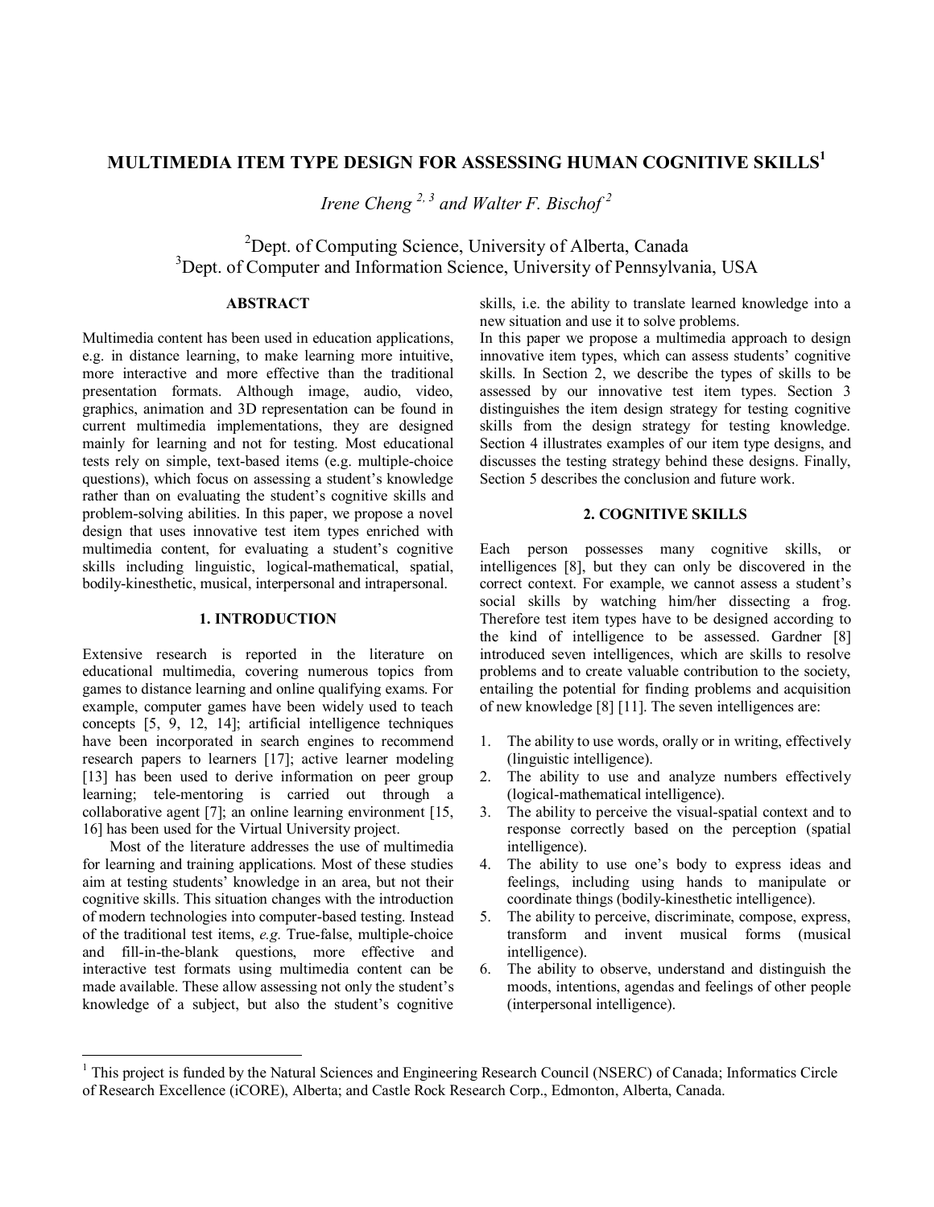# MULTIMEDIA ITEM TYPE DESIGN FOR ASSESSING HUMAN COGNITIVE SKILLS[1]

*Irene Cheng [2, 3] and Walter F. Bischof [2]*

[2]Dept. of Computing Science, University of Alberta, Canada
[3]Dept. of Computer and Information Science, University of Pennsylvania, USA

## ABSTRACT

Multimedia content has been used in education applications, e.g. in distance learning, to make learning more intuitive, more interactive and more effective than the traditional presentation formats. Although image, audio, video, graphics, animation and 3D representation can be found in current multimedia implementations, they are designed mainly for learning and not for testing. Most educational tests rely on simple, text-based items (e.g. multiple-choice questions), which focus on assessing a student's knowledge rather than on evaluating the student's cognitive skills and problem-solving abilities. In this paper, we propose a novel design that uses innovative test item types enriched with multimedia content, for evaluating a student's cognitive skills including linguistic, logical-mathematical, spatial, bodily-kinesthetic, musical, interpersonal and intrapersonal.

## 1. INTRODUCTION

Extensive research is reported in the literature on educational multimedia, covering numerous topics from games to distance learning and online qualifying exams. For example, computer games have been widely used to teach concepts [5, 9, 12, 14]; artificial intelligence techniques have been incorporated in search engines to recommend research papers to learners [17]; active learner modeling [13] has been used to derive information on peer group learning; tele-mentoring is carried out through a collaborative agent [7]; an online learning environment [15, 16] has been used for the Virtual University project.

Most of the literature addresses the use of multimedia for learning and training applications. Most of these studies aim at testing students' knowledge in an area, but not their cognitive skills. This situation changes with the introduction of modern technologies into computer-based testing. Instead of the traditional test items, *e.g.* True-false, multiple-choice and fill-in-the-blank questions, more effective and interactive test formats using multimedia content can be made available. These allow assessing not only the student's knowledge of a subject, but also the student's cognitive skills, i.e. the ability to translate learned knowledge into a new situation and use it to solve problems.

In this paper we propose a multimedia approach to design innovative item types, which can assess students' cognitive skills. In Section 2, we describe the types of skills to be assessed by our innovative test item types. Section 3 distinguishes the item design strategy for testing cognitive skills from the design strategy for testing knowledge. Section 4 illustrates examples of our item type designs, and discusses the testing strategy behind these designs. Finally, Section 5 describes the conclusion and future work.

## 2. COGNITIVE SKILLS

Each person possesses many cognitive skills, or intelligences [8], but they can only be discovered in the correct context. For example, we cannot assess a student's social skills by watching him/her dissecting a frog. Therefore test item types have to be designed according to the kind of intelligence to be assessed. Gardner [8] introduced seven intelligences, which are skills to resolve problems and to create valuable contribution to the society, entailing the potential for finding problems and acquisition of new knowledge [8] [11]. The seven intelligences are:

1. The ability to use words, orally or in writing, effectively (linguistic intelligence).
2. The ability to use and analyze numbers effectively (logical-mathematical intelligence).
3. The ability to perceive the visual-spatial context and to response correctly based on the perception (spatial intelligence).
4. The ability to use one's body to express ideas and feelings, including using hands to manipulate or coordinate things (bodily-kinesthetic intelligence).
5. The ability to perceive, discriminate, compose, express, transform and invent musical forms (musical intelligence).
6. The ability to observe, understand and distinguish the moods, intentions, agendas and feelings of other people (interpersonal intelligence).

[1] This project is funded by the Natural Sciences and Engineering Research Council (NSERC) of Canada; Informatics Circle of Research Excellence (iCORE), Alberta; and Castle Rock Research Corp., Edmonton, Alberta, Canada.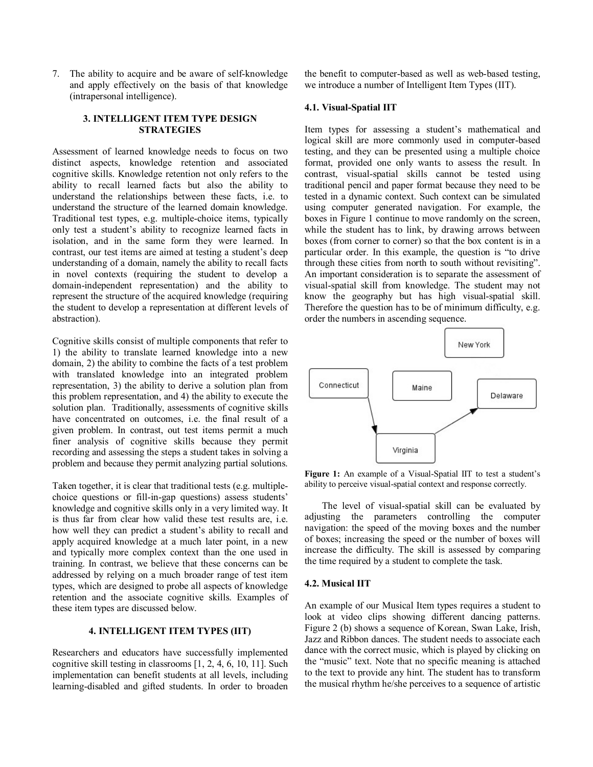7. The ability to acquire and be aware of self-knowledge and apply effectively on the basis of that knowledge (intrapersonal intelligence).

## 3. INTELLIGENT ITEM TYPE DESIGN STRATEGIES

Assessment of learned knowledge needs to focus on two distinct aspects, knowledge retention and associated cognitive skills. Knowledge retention not only refers to the ability to recall learned facts but also the ability to understand the relationships between these facts, i.e. to understand the structure of the learned domain knowledge. Traditional test types, e.g. multiple-choice items, typically only test a student's ability to recognize learned facts in isolation, and in the same form they were learned. In contrast, our test items are aimed at testing a student's deep understanding of a domain, namely the ability to recall facts in novel contexts (requiring the student to develop a domain-independent representation) and the ability to represent the structure of the acquired knowledge (requiring the student to develop a representation at different levels of abstraction).

Cognitive skills consist of multiple components that refer to 1) the ability to translate learned knowledge into a new domain, 2) the ability to combine the facts of a test problem with translated knowledge into an integrated problem representation, 3) the ability to derive a solution plan from this problem representation, and 4) the ability to execute the solution plan. Traditionally, assessments of cognitive skills have concentrated on outcomes, i.e. the final result of a given problem. In contrast, out test items permit a much finer analysis of cognitive skills because they permit recording and assessing the steps a student takes in solving a problem and because they permit analyzing partial solutions.

Taken together, it is clear that traditional tests (e.g. multiple-choice questions or fill-in-gap questions) assess students' knowledge and cognitive skills only in a very limited way. It is thus far from clear how valid these test results are, i.e. how well they can predict a student's ability to recall and apply acquired knowledge at a much later point, in a new and typically more complex context than the one used in training. In contrast, we believe that these concerns can be addressed by relying on a much broader range of test item types, which are designed to probe all aspects of knowledge retention and the associate cognitive skills. Examples of these item types are discussed below.

## 4. INTELLIGENT ITEM TYPES (IIT)

Researchers and educators have successfully implemented cognitive skill testing in classrooms [1, 2, 4, 6, 10, 11]. Such implementation can benefit students at all levels, including learning-disabled and gifted students. In order to broaden the benefit to computer-based as well as web-based testing, we introduce a number of Intelligent Item Types (IIT).

### 4.1. Visual-Spatial IIT

Item types for assessing a student's mathematical and logical skill are more commonly used in computer-based testing, and they can be presented using a multiple choice format, provided one only wants to assess the result. In contrast, visual-spatial skills cannot be tested using traditional pencil and paper format because they need to be tested in a dynamic context. Such context can be simulated using computer generated navigation. For example, the boxes in Figure 1 continue to move randomly on the screen, while the student has to link, by drawing arrows between boxes (from corner to corner) so that the box content is in a particular order. In this example, the question is "to drive through these cities from north to south without revisiting". An important consideration is to separate the assessment of visual-spatial skill from knowledge. The student may not know the geography but has high visual-spatial skill. Therefore the question has to be of minimum difficulty, e.g. order the numbers in ascending sequence.

New York

Connecticut

Maine

Delaware

Virginia

**Figure 1:** An example of a Visual-Spatial IIT to test a student's ability to perceive visual-spatial context and response correctly.

The level of visual-spatial skill can be evaluated by adjusting the parameters controlling the computer navigation: the speed of the moving boxes and the number of boxes; increasing the speed or the number of boxes will increase the difficulty. The skill is assessed by comparing the time required by a student to complete the task.

### 4.2. Musical IIT

An example of our Musical Item types requires a student to look at video clips showing different dancing patterns. Figure 2 (b) shows a sequence of Korean, Swan Lake, Irish, Jazz and Ribbon dances. The student needs to associate each dance with the correct music, which is played by clicking on the "music" text. Note that no specific meaning is attached to the text to provide any hint. The student has to transform the musical rhythm he/she perceives to a sequence of artistic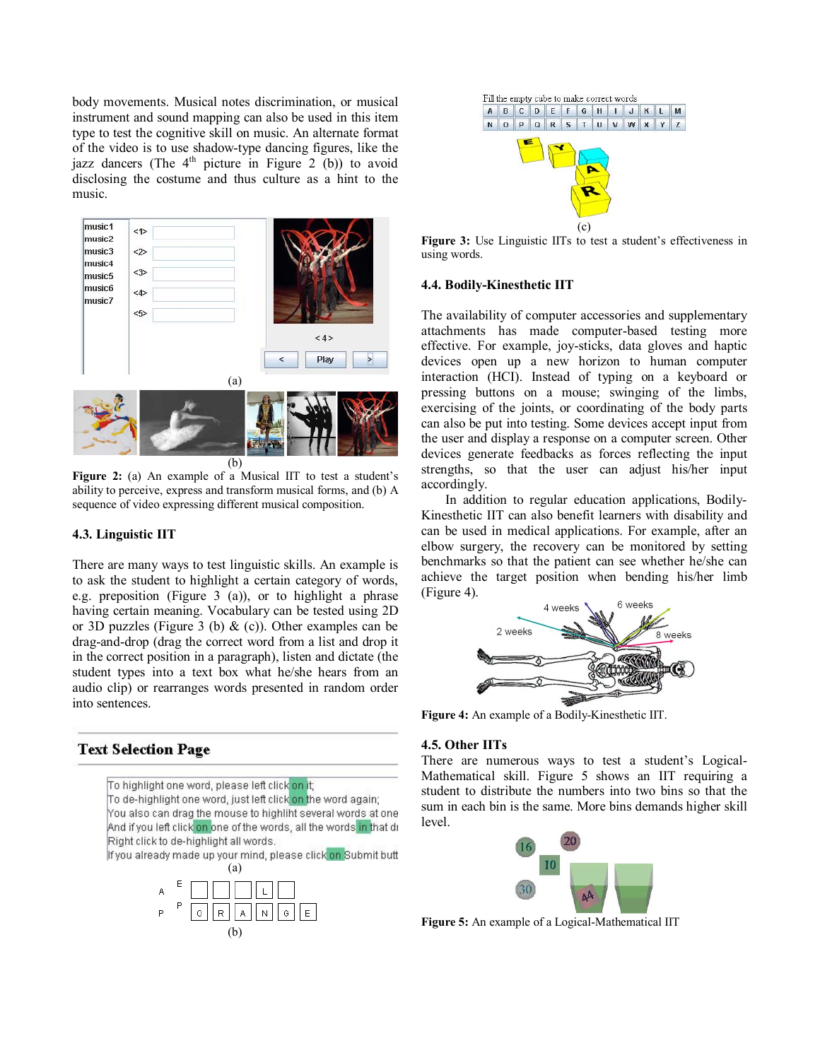body movements. Musical notes discrimination, or musical instrument and sound mapping can also be used in this item type to test the cognitive skill on music. An alternate format of the video is to use shadow-type dancing figures, like the jazz dancers (The 4th picture in Figure 2 (b)) to avoid disclosing the costume and thus culture as a hint to the music.

**Figure 2:** (a) An example of a Musical IIT to test a student's ability to perceive, express and transform musical forms, and (b) A sequence of video expressing different musical composition.

### 4.3. Linguistic IIT

There are many ways to test linguistic skills. An example is to ask the student to highlight a certain category of words, e.g. preposition (Figure 3 (a)), or to highlight a phrase having certain meaning. Vocabulary can be tested using 2D or 3D puzzles (Figure 3 (b) & (c)). Other examples can be drag-and-drop (drag the correct word from a list and drop it in the correct position in a paragraph), listen and dictate (the student types into a text box what he/she hears from an audio clip) or rearranges words presented in random order into sentences.

**Figure 3:** Use Linguistic IITs to test a student's effectiveness in using words.

### 4.4. Bodily-Kinesthetic IIT

The availability of computer accessories and supplementary attachments has made computer-based testing more effective. For example, joy-sticks, data gloves and haptic devices open up a new horizon to human computer interaction (HCI). Instead of typing on a keyboard or pressing buttons on a mouse; swinging of the limbs, exercising of the joints, or coordinating of the body parts can also be put into testing. Some devices accept input from the user and display a response on a computer screen. Other devices generate feedbacks as forces reflecting the input strengths, so that the user can adjust his/her input accordingly.

In addition to regular education applications, Bodily-Kinesthetic IIT can also benefit learners with disability and can be used in medical applications. For example, after an elbow surgery, the recovery can be monitored by setting benchmarks so that the patient can see whether he/she can achieve the target position when bending his/her limb (Figure 4).

**Figure 4:** An example of a Bodily-Kinesthetic IIT.

### 4.5. Other IITs

There are numerous ways to test a student's Logical-Mathematical skill. Figure 5 shows an IIT requiring a student to distribute the numbers into two bins so that the sum in each bin is the same. More bins demands higher skill level.

**Figure 5:** An example of a Logical-Mathematical IIT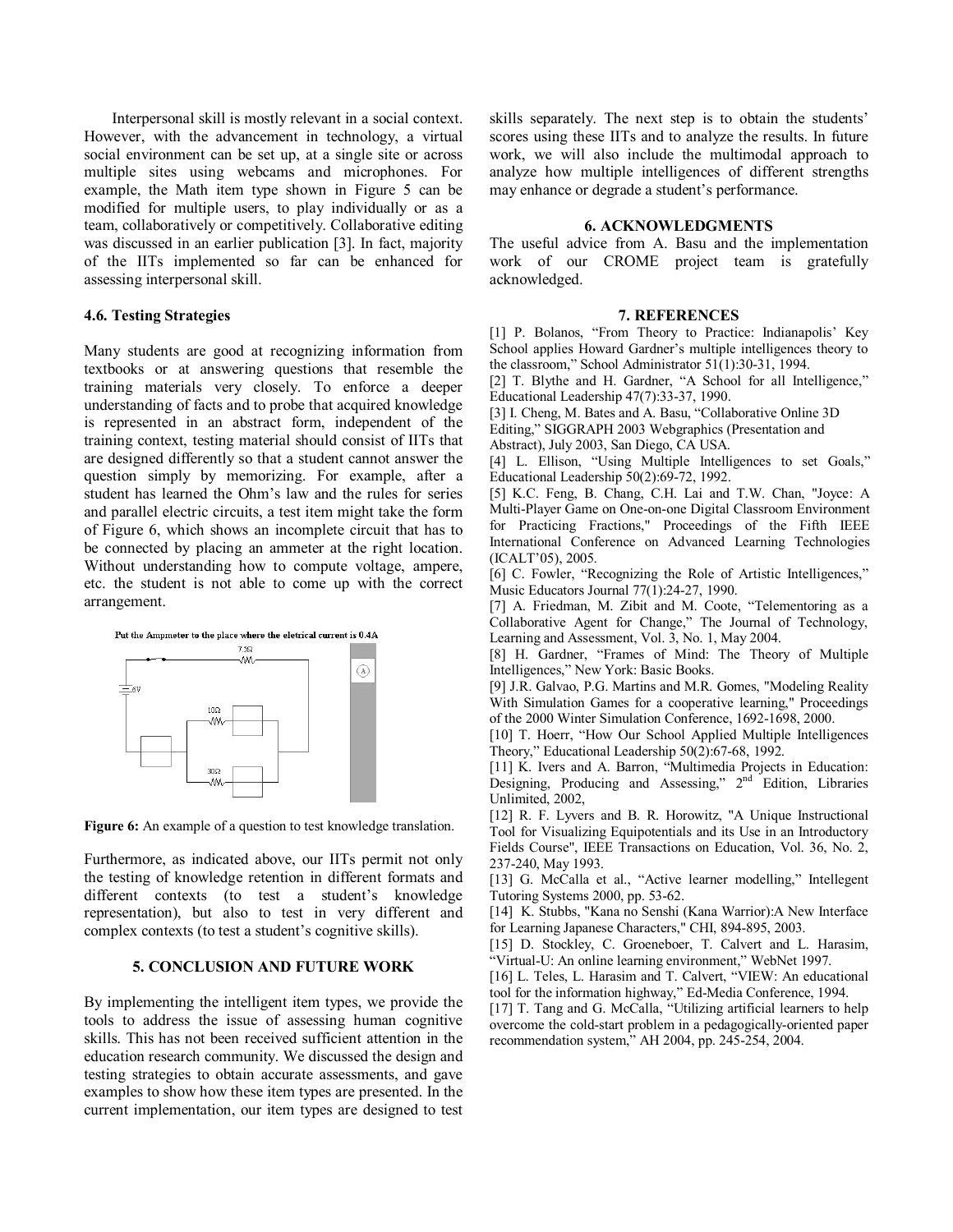Interpersonal skill is mostly relevant in a social context. However, with the advancement in technology, a virtual social environment can be set up, at a single site or across multiple sites using webcams and microphones. For example, the Math item type shown in Figure 5 can be modified for multiple users, to play individually or as a team, collaboratively or competitively. Collaborative editing was discussed in an earlier publication [3]. In fact, majority of the IITs implemented so far can be enhanced for assessing interpersonal skill.

### 4.6. Testing Strategies

Many students are good at recognizing information from textbooks or at answering questions that resemble the training materials very closely. To enforce a deeper understanding of facts and to probe that acquired knowledge is represented in an abstract form, independent of the training context, testing material should consist of IITs that are designed differently so that a student cannot answer the question simply by memorizing. For example, after a student has learned the Ohm's law and the rules for series and parallel electric circuits, a test item might take the form of Figure 6, which shows an incomplete circuit that has to be connected by placing an ammeter at the right location. Without understanding how to compute voltage, ampere, etc. the student is not able to come up with the correct arrangement.

Put the Ampmeter to the place where the eletrical current is 0.4A

7.5Ω

6V

10Ω

30Ω

A

**Figure 6:** An example of a question to test knowledge translation.

Furthermore, as indicated above, our IITs permit not only the testing of knowledge retention in different formats and different contexts (to test a student's knowledge representation), but also to test in very different and complex contexts (to test a student's cognitive skills).

## 5. CONCLUSION AND FUTURE WORK

By implementing the intelligent item types, we provide the tools to address the issue of assessing human cognitive skills. This has not been received sufficient attention in the education research community. We discussed the design and testing strategies to obtain accurate assessments, and gave examples to show how these item types are presented. In the current implementation, our item types are designed to test skills separately. The next step is to obtain the students' scores using these IITs and to analyze the results. In future work, we will also include the multimodal approach to analyze how multiple intelligences of different strengths may enhance or degrade a student's performance.

## 6. ACKNOWLEDGMENTS

The useful advice from A. Basu and the implementation work of our CROME project team is gratefully acknowledged.

## 7. REFERENCES

[1] P. Bolanos, "From Theory to Practice: Indianapolis' Key School applies Howard Gardner's multiple intelligences theory to the classroom," School Administrator 51(1):30-31, 1994.

[2] T. Blythe and H. Gardner, "A School for all Intelligence," Educational Leadership 47(7):33-37, 1990.

[3] I. Cheng, M. Bates and A. Basu, "Collaborative Online 3D Editing," SIGGRAPH 2003 Webgraphics (Presentation and Abstract), July 2003, San Diego, CA USA.

[4] L. Ellison, "Using Multiple Intelligences to set Goals," Educational Leadership 50(2):69-72, 1992.

[5] K.C. Feng, B. Chang, C.H. Lai and T.W. Chan, "Joyce: A Multi-Player Game on One-on-one Digital Classroom Environment for Practicing Fractions," Proceedings of the Fifth IEEE International Conference on Advanced Learning Technologies (ICALT'05), 2005.

[6] C. Fowler, "Recognizing the Role of Artistic Intelligences," Music Educators Journal 77(1):24-27, 1990.

[7] A. Friedman, M. Zibit and M. Coote, "Telementoring as a Collaborative Agent for Change," The Journal of Technology, Learning and Assessment, Vol. 3, No. 1, May 2004.

[8] H. Gardner, "Frames of Mind: The Theory of Multiple Intelligences," New York: Basic Books.

[9] J.R. Galvao, P.G. Martins and M.R. Gomes, "Modeling Reality With Simulation Games for a cooperative learning," Proceedings of the 2000 Winter Simulation Conference, 1692-1698, 2000.

[10] T. Hoerr, "How Our School Applied Multiple Intelligences Theory," Educational Leadership 50(2):67-68, 1992.

[11] K. Ivers and A. Barron, "Multimedia Projects in Education: Designing, Producing and Assessing," 2nd Edition, Libraries Unlimited, 2002,

[12] R. F. Lyvers and B. R. Horowitz, "A Unique Instructional Tool for Visualizing Equipotentials and its Use in an Introductory Fields Course", IEEE Transactions on Education, Vol. 36, No. 2, 237-240, May 1993.

[13] G. McCalla et al., "Active learner modelling," Intellegent Tutoring Systems 2000, pp. 53-62.

[14] K. Stubbs, "Kana no Senshi (Kana Warrior):A New Interface for Learning Japanese Characters," CHI, 894-895, 2003.

[15] D. Stockley, C. Groeneboer, T. Calvert and L. Harasim, "Virtual-U: An online learning environment," WebNet 1997.

[16] L. Teles, L. Harasim and T. Calvert, "VIEW: An educational tool for the information highway," Ed-Media Conference, 1994.

[17] T. Tang and G. McCalla, "Utilizing artificial learners to help overcome the cold-start problem in a pedagogically-oriented paper recommendation system," AH 2004, pp. 245-254, 2004.